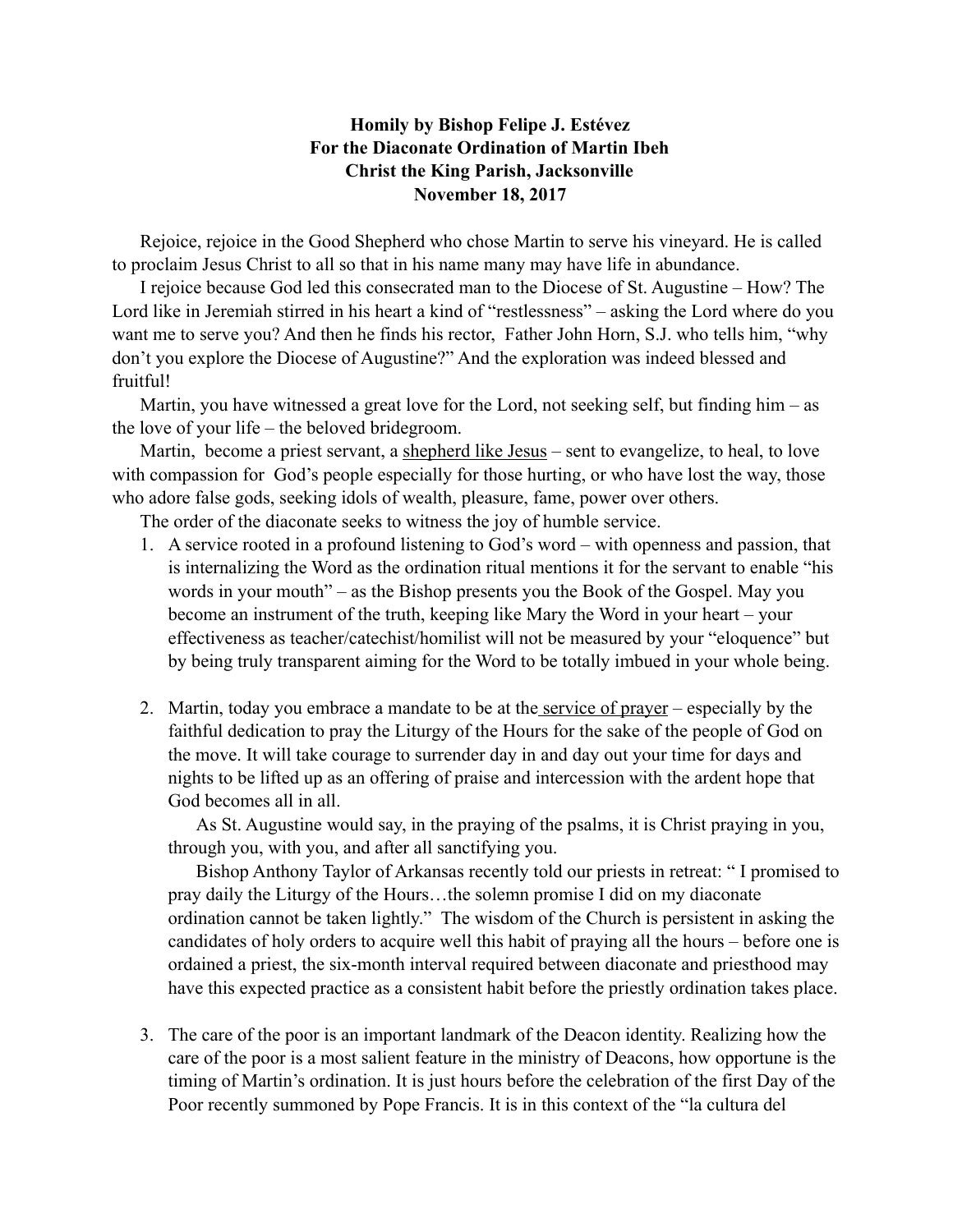**Homily by Bishop Felipe J. Estévez**
**For the Diaconate Ordination of Martin Ibeh**
**Christ the King Parish, Jacksonville**
**November 18, 2017**

Rejoice, rejoice in the Good Shepherd who chose Martin to serve his vineyard. He is called to proclaim Jesus Christ to all so that in his name many may have life in abundance.

I rejoice because God led this consecrated man to the Diocese of St. Augustine – How? The Lord like in Jeremiah stirred in his heart a kind of "restlessness" – asking the Lord where do you want me to serve you? And then he finds his rector, Father John Horn, S.J. who tells him, "why don't you explore the Diocese of Augustine?" And the exploration was indeed blessed and fruitful!

Martin, you have witnessed a great love for the Lord, not seeking self, but finding him – as the love of your life – the beloved bridegroom.

Martin, become a priest servant, a <u>shepherd like Jesus</u> – sent to evangelize, to heal, to love with compassion for God's people especially for those hurting, or who have lost the way, those who adore false gods, seeking idols of wealth, pleasure, fame, power over others.

The order of the diaconate seeks to witness the joy of humble service.

1. A service rooted in a profound listening to God's word – with openness and passion, that is internalizing the Word as the ordination ritual mentions it for the servant to enable "his words in your mouth" – as the Bishop presents you the Book of the Gospel. May you become an instrument of the truth, keeping like Mary the Word in your heart – your effectiveness as teacher/catechist/homilist will not be measured by your "eloquence" but by being truly transparent aiming for the Word to be totally imbued in your whole being.

2. Martin, today you embrace a mandate to be at the <u>service of prayer</u> – especially by the faithful dedication to pray the Liturgy of the Hours for the sake of the people of God on the move. It will take courage to surrender day in and day out your time for days and nights to be lifted up as an offering of praise and intercession with the ardent hope that God becomes all in all.

   As St. Augustine would say, in the praying of the psalms, it is Christ praying in you, through you, with you, and after all sanctifying you.

   Bishop Anthony Taylor of Arkansas recently told our priests in retreat: " I promised to pray daily the Liturgy of the Hours…the solemn promise I did on my diaconate ordination cannot be taken lightly." The wisdom of the Church is persistent in asking the candidates of holy orders to acquire well this habit of praying all the hours – before one is ordained a priest, the six-month interval required between diaconate and priesthood may have this expected practice as a consistent habit before the priestly ordination takes place.

3. The care of the poor is an important landmark of the Deacon identity. Realizing how the care of the poor is a most salient feature in the ministry of Deacons, how opportune is the timing of Martin's ordination. It is just hours before the celebration of the first Day of the Poor recently summoned by Pope Francis. It is in this context of the "la cultura del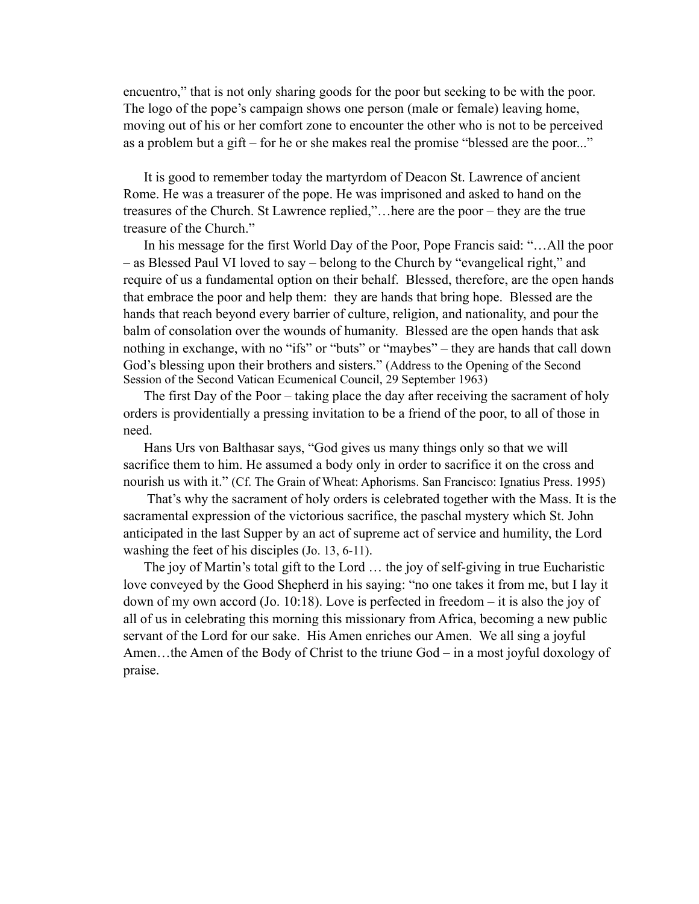encuentro," that is not only sharing goods for the poor but seeking to be with the poor. The logo of the pope's campaign shows one person (male or female) leaving home, moving out of his or her comfort zone to encounter the other who is not to be perceived as a problem but a gift – for he or she makes real the promise "blessed are the poor..."

It is good to remember today the martyrdom of Deacon St. Lawrence of ancient Rome. He was a treasurer of the pope. He was imprisoned and asked to hand on the treasures of the Church. St Lawrence replied,"…here are the poor – they are the true treasure of the Church."

In his message for the first World Day of the Poor, Pope Francis said: "…All the poor – as Blessed Paul VI loved to say – belong to the Church by "evangelical right," and require of us a fundamental option on their behalf. Blessed, therefore, are the open hands that embrace the poor and help them: they are hands that bring hope. Blessed are the hands that reach beyond every barrier of culture, religion, and nationality, and pour the balm of consolation over the wounds of humanity. Blessed are the open hands that ask nothing in exchange, with no "ifs" or "buts" or "maybes" – they are hands that call down God's blessing upon their brothers and sisters." (Address to the Opening of the Second Session of the Second Vatican Ecumenical Council, 29 September 1963)

The first Day of the Poor – taking place the day after receiving the sacrament of holy orders is providentially a pressing invitation to be a friend of the poor, to all of those in need.

Hans Urs von Balthasar says, "God gives us many things only so that we will sacrifice them to him. He assumed a body only in order to sacrifice it on the cross and nourish us with it." (Cf. The Grain of Wheat: Aphorisms. San Francisco: Ignatius Press. 1995)

That's why the sacrament of holy orders is celebrated together with the Mass. It is the sacramental expression of the victorious sacrifice, the paschal mystery which St. John anticipated in the last Supper by an act of supreme act of service and humility, the Lord washing the feet of his disciples (Jo. 13, 6-11).

The joy of Martin's total gift to the Lord … the joy of self-giving in true Eucharistic love conveyed by the Good Shepherd in his saying: "no one takes it from me, but I lay it down of my own accord (Jo. 10:18). Love is perfected in freedom – it is also the joy of all of us in celebrating this morning this missionary from Africa, becoming a new public servant of the Lord for our sake. His Amen enriches our Amen. We all sing a joyful Amen…the Amen of the Body of Christ to the triune God – in a most joyful doxology of praise.